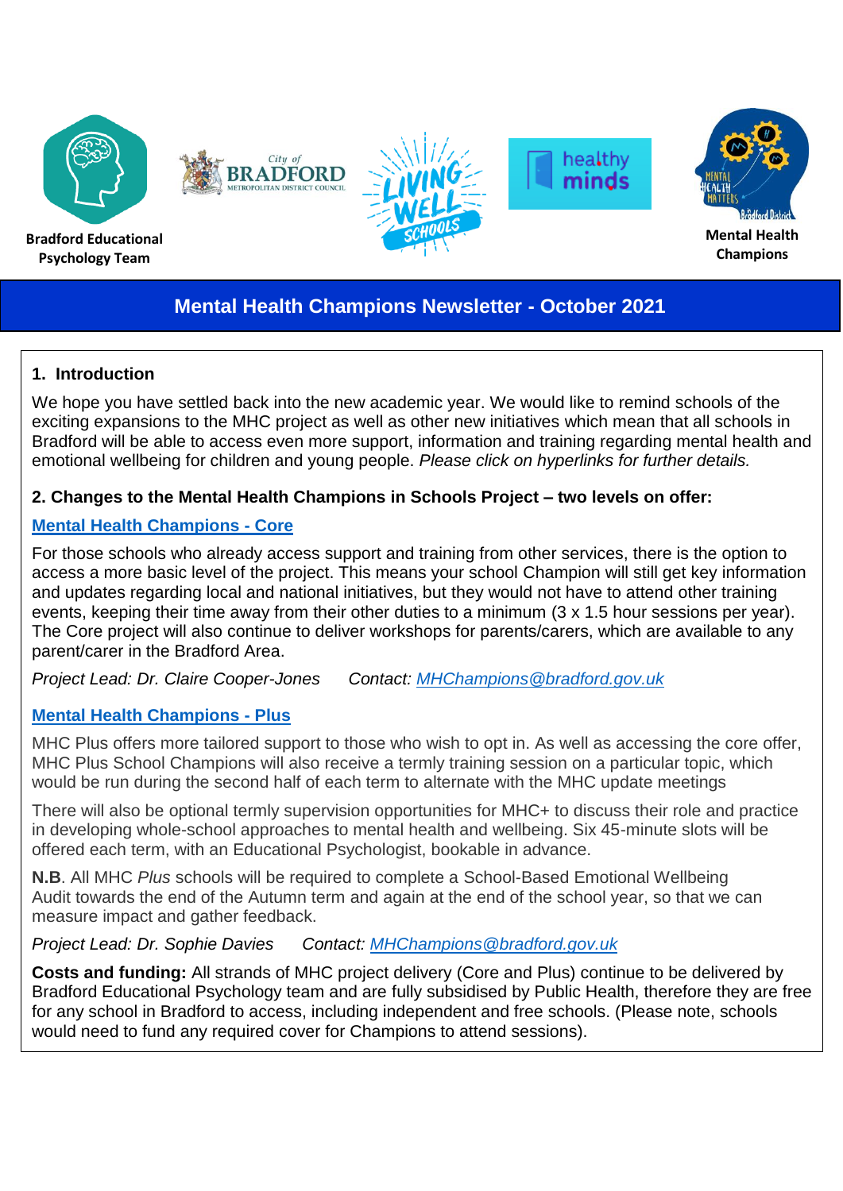Bradford Educational Psychology Team

Mental Health Champions

# Mental Health Champions Newsletter - October 2021

## 1. Introduction

We hope you have settled back into the new academic year. We would like to remind schools of the exciting expansions to the MHC project as well as other new initiatives which mean that all schools in Bradford will be able to access even more support, information and training regarding mental health and emotional wellbeing for children and young people. *Please click on hyperlinks for further details.*

## 2. Changes to the Mental Health Champions in Schools Project – two levels on offer:

### Mental Health Champions - Core

For those schools who already access support and training from other services, there is the option to access a more basic level of the project. This means your school Champion will still get key information and updates regarding local and national initiatives, but they would not have to attend other training events, keeping their time away from their other duties to a minimum (3 x 1.5 hour sessions per year). The Core project will also continue to deliver workshops for parents/carers, which are available to any parent/carer in the Bradford Area.

*Project Lead: Dr. Claire Cooper-Jones      Contact: MHChampions@bradford.gov.uk*

### Mental Health Champions - Plus

MHC Plus offers more tailored support to those who wish to opt in. As well as accessing the core offer, MHC Plus School Champions will also receive a termly training session on a particular topic, which would be run during the second half of each term to alternate with the MHC update meetings

There will also be optional termly supervision opportunities for MHC+ to discuss their role and practice in developing whole-school approaches to mental health and wellbeing. Six 45-minute slots will be offered each term, with an Educational Psychologist, bookable in advance.

**N.B**. All MHC *Plus* schools will be required to complete a School-Based Emotional Wellbeing Audit towards the end of the Autumn term and again at the end of the school year, so that we can measure impact and gather feedback.

*Project Lead: Dr. Sophie Davies      Contact: MHChampions@bradford.gov.uk*

**Costs and funding:** All strands of MHC project delivery (Core and Plus) continue to be delivered by Bradford Educational Psychology team and are fully subsidised by Public Health, therefore they are free for any school in Bradford to access, including independent and free schools. (Please note, schools would need to fund any required cover for Champions to attend sessions).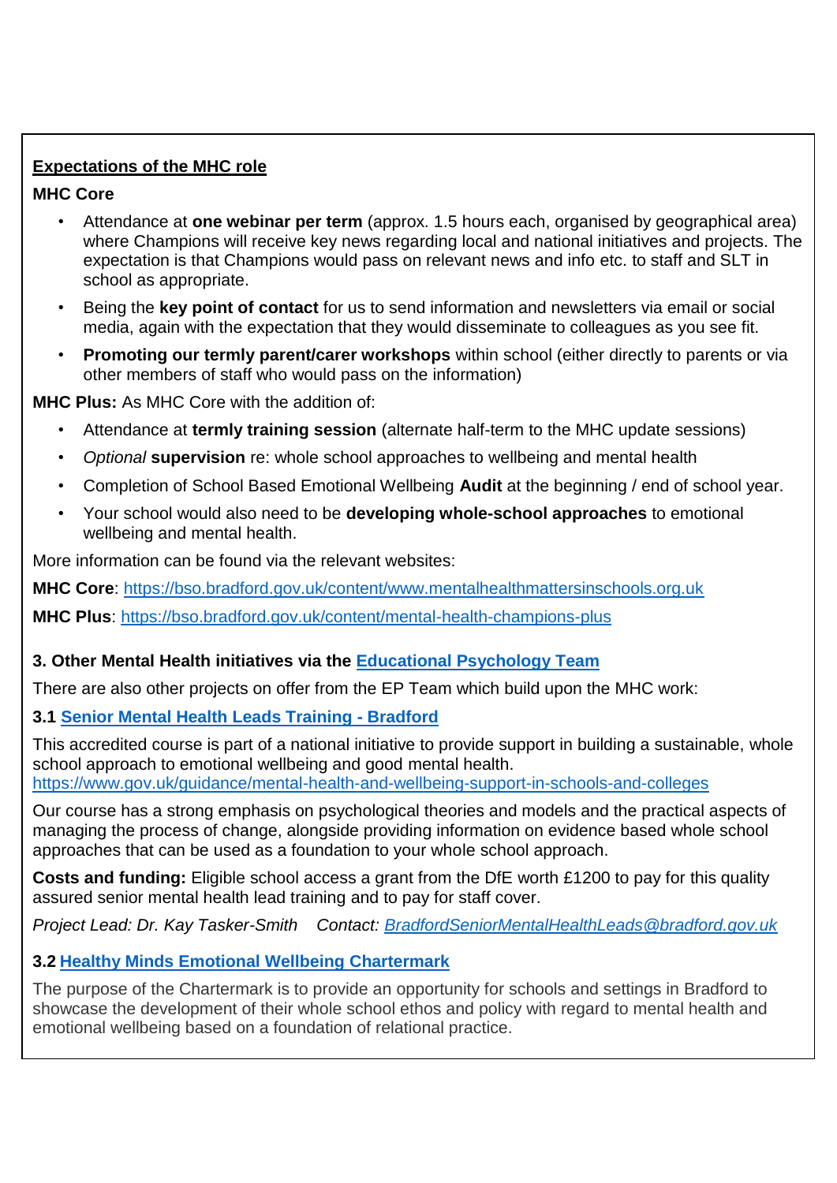**Expectations of the MHC role**

**MHC Core**

- Attendance at **one webinar per term** (approx. 1.5 hours each, organised by geographical area) where Champions will receive key news regarding local and national initiatives and projects. The expectation is that Champions would pass on relevant news and info etc. to staff and SLT in school as appropriate.
- Being the **key point of contact** for us to send information and newsletters via email or social media, again with the expectation that they would disseminate to colleagues as you see fit.
- **Promoting our termly parent/carer workshops** within school (either directly to parents or via other members of staff who would pass on the information)

**MHC Plus:** As MHC Core with the addition of:

- Attendance at **termly training session** (alternate half-term to the MHC update sessions)
- *Optional* **supervision** re: whole school approaches to wellbeing and mental health
- Completion of School Based Emotional Wellbeing **Audit** at the beginning / end of school year.
- Your school would also need to be **developing whole-school approaches** to emotional wellbeing and mental health.

More information can be found via the relevant websites:

**MHC Core**: https://bso.bradford.gov.uk/content/www.mentalhealthmattersinschools.org.uk

**MHC Plus**: https://bso.bradford.gov.uk/content/mental-health-champions-plus

### 3. Other Mental Health initiatives via the Educational Psychology Team

There are also other projects on offer from the EP Team which build upon the MHC work:

#### 3.1 Senior Mental Health Leads Training - Bradford

This accredited course is part of a national initiative to provide support in building a sustainable, whole school approach to emotional wellbeing and good mental health.
https://www.gov.uk/guidance/mental-health-and-wellbeing-support-in-schools-and-colleges

Our course has a strong emphasis on psychological theories and models and the practical aspects of managing the process of change, alongside providing information on evidence based whole school approaches that can be used as a foundation to your whole school approach.

**Costs and funding:** Eligible school access a grant from the DfE worth £1200 to pay for this quality assured senior mental health lead training and to pay for staff cover.

*Project Lead: Dr. Kay Tasker-Smith    Contact: BradfordSeniorMentalHealthLeads@bradford.gov.uk*

#### 3.2 Healthy Minds Emotional Wellbeing Chartermark

The purpose of the Chartermark is to provide an opportunity for schools and settings in Bradford to showcase the development of their whole school ethos and policy with regard to mental health and emotional wellbeing based on a foundation of relational practice.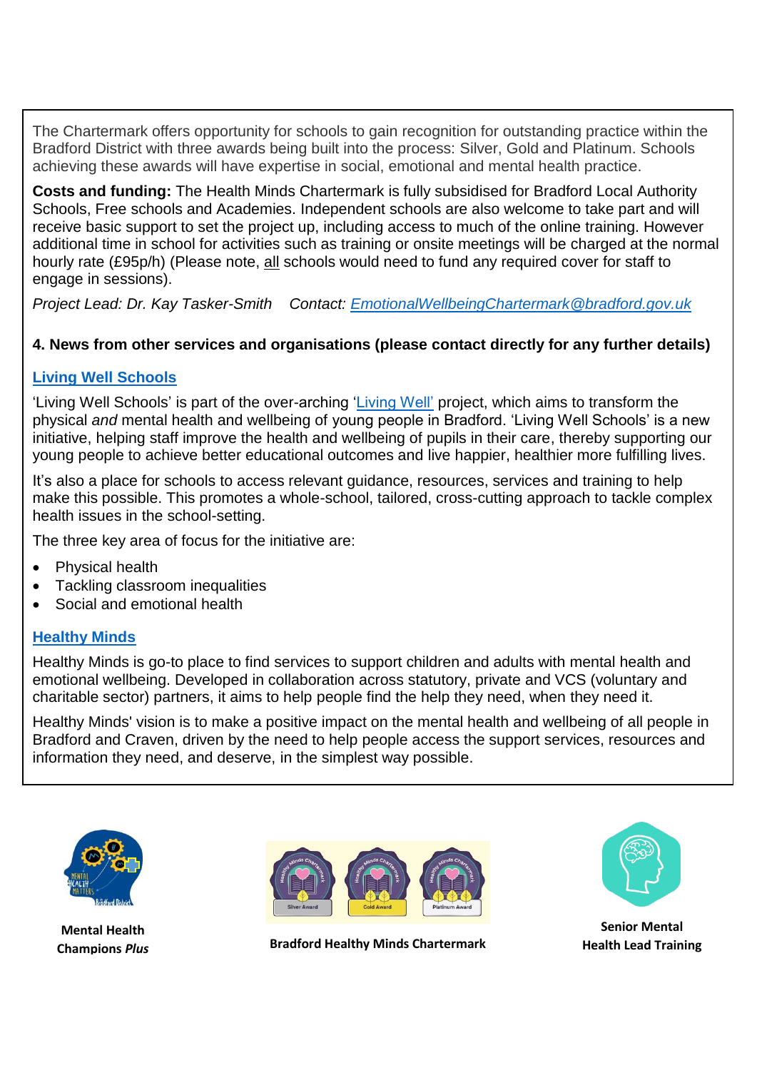The Chartermark offers opportunity for schools to gain recognition for outstanding practice within the Bradford District with three awards being built into the process: Silver, Gold and Platinum. Schools achieving these awards will have expertise in social, emotional and mental health practice.

**Costs and funding:** The Health Minds Chartermark is fully subsidised for Bradford Local Authority Schools, Free schools and Academies. Independent schools are also welcome to take part and will receive basic support to set the project up, including access to much of the online training. However additional time in school for activities such as training or onsite meetings will be charged at the normal hourly rate (£95p/h) (Please note, all schools would need to fund any required cover for staff to engage in sessions).

*Project Lead: Dr. Kay Tasker-Smith    Contact: EmotionalWellbeingChartermark@bradford.gov.uk*

## 4. News from other services and organisations (please contact directly for any further details)

### Living Well Schools

'Living Well Schools' is part of the over-arching 'Living Well' project, which aims to transform the physical *and* mental health and wellbeing of young people in Bradford. 'Living Well Schools' is a new initiative, helping staff improve the health and wellbeing of pupils in their care, thereby supporting our young people to achieve better educational outcomes and live happier, healthier more fulfilling lives.

It's also a place for schools to access relevant guidance, resources, services and training to help make this possible. This promotes a whole-school, tailored, cross-cutting approach to tackle complex health issues in the school-setting.

The three key area of focus for the initiative are:

- Physical health
- Tackling classroom inequalities
- Social and emotional health

### Healthy Minds

Healthy Minds is go-to place to find services to support children and adults with mental health and emotional wellbeing. Developed in collaboration across statutory, private and VCS (voluntary and charitable sector) partners, it aims to help people find the help they need, when they need it.

Healthy Minds' vision is to make a positive impact on the mental health and wellbeing of all people in Bradford and Craven, driven by the need to help people access the support services, resources and information they need, and deserve, in the simplest way possible.

**Mental Health Champions *Plus***

**Bradford Healthy Minds Chartermark**

**Senior Mental Health Lead Training**